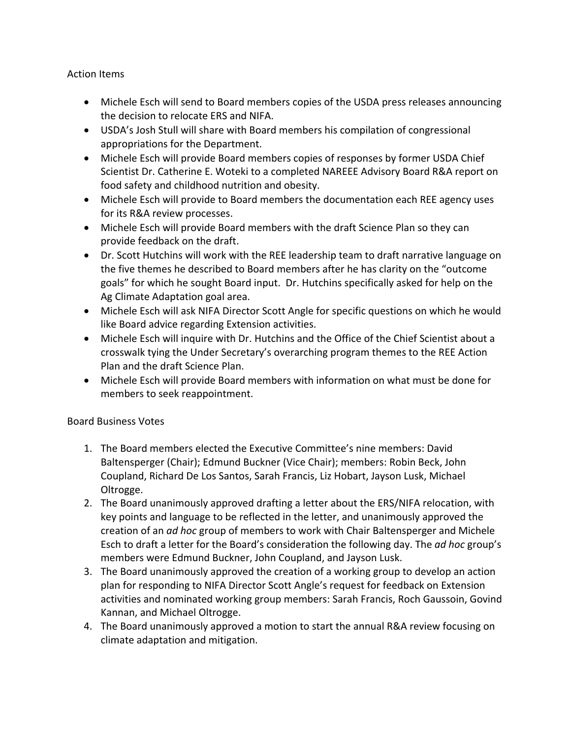Action Items

- Michele Esch will send to Board members copies of the USDA press releases announcing the decision to relocate ERS and NIFA.
- USDA's Josh Stull will share with Board members his compilation of congressional appropriations for the Department.
- Michele Esch will provide Board members copies of responses by former USDA Chief Scientist Dr. Catherine E. Woteki to a completed NAREEE Advisory Board R&A report on food safety and childhood nutrition and obesity.
- Michele Esch will provide to Board members the documentation each REE agency uses for its R&A review processes.
- Michele Esch will provide Board members with the draft Science Plan so they can provide feedback on the draft.
- Dr. Scott Hutchins will work with the REE leadership team to draft narrative language on the five themes he described to Board members after he has clarity on the "outcome goals" for which he sought Board input. Dr. Hutchins specifically asked for help on the Ag Climate Adaptation goal area.
- Michele Esch will ask NIFA Director Scott Angle for specific questions on which he would like Board advice regarding Extension activities.
- Michele Esch will inquire with Dr. Hutchins and the Office of the Chief Scientist about a crosswalk tying the Under Secretary's overarching program themes to the REE Action Plan and the draft Science Plan.
- Michele Esch will provide Board members with information on what must be done for members to seek reappointment.

Board Business Votes

1. The Board members elected the Executive Committee's nine members: David Baltensperger (Chair); Edmund Buckner (Vice Chair); members: Robin Beck, John Coupland, Richard De Los Santos, Sarah Francis, Liz Hobart, Jayson Lusk, Michael Oltrogge.
2. The Board unanimously approved drafting a letter about the ERS/NIFA relocation, with key points and language to be reflected in the letter, and unanimously approved the creation of an *ad hoc* group of members to work with Chair Baltensperger and Michele Esch to draft a letter for the Board's consideration the following day. The *ad hoc* group's members were Edmund Buckner, John Coupland, and Jayson Lusk.
3. The Board unanimously approved the creation of a working group to develop an action plan for responding to NIFA Director Scott Angle's request for feedback on Extension activities and nominated working group members: Sarah Francis, Roch Gaussoin, Govind Kannan, and Michael Oltrogge.
4. The Board unanimously approved a motion to start the annual R&A review focusing on climate adaptation and mitigation.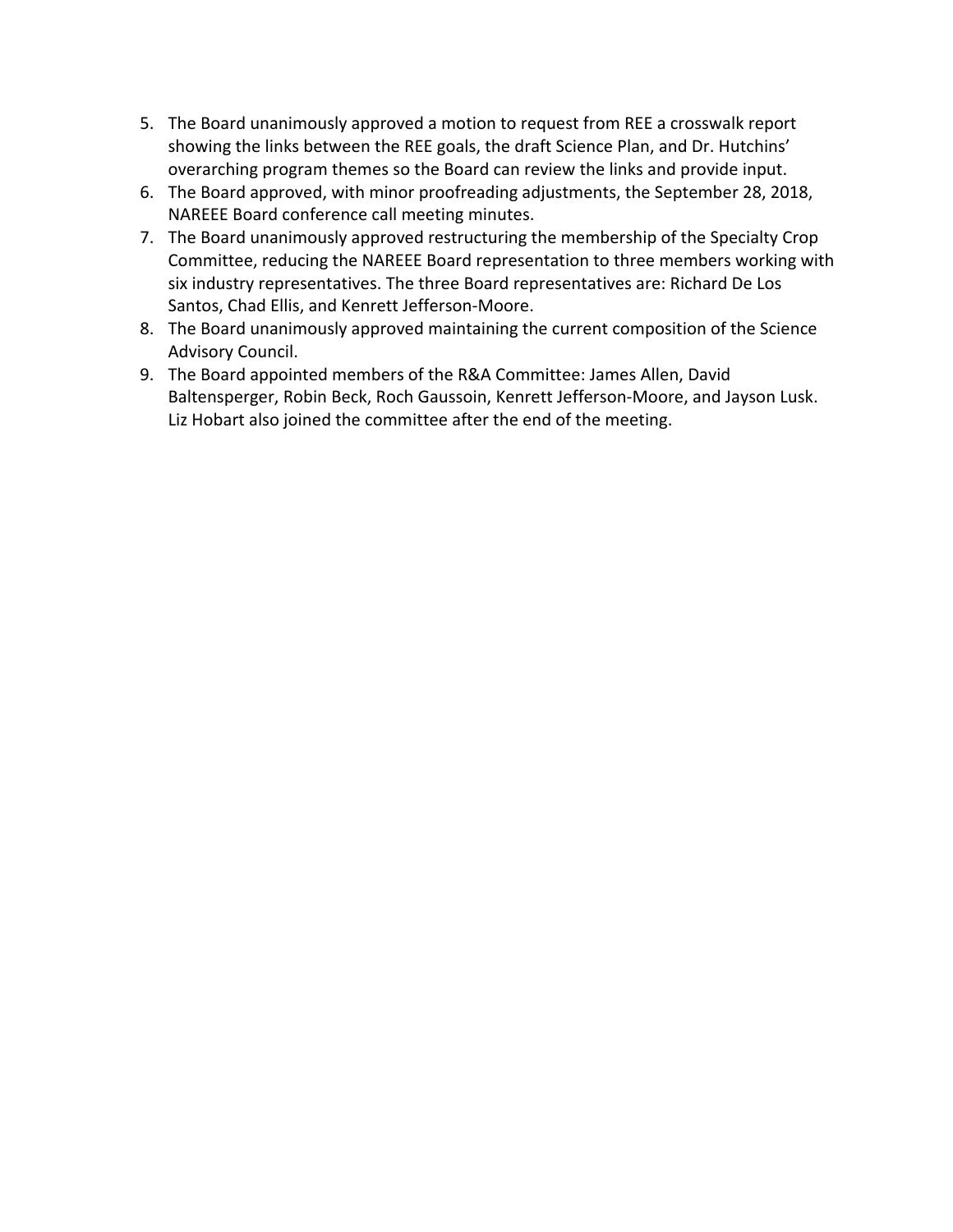5. The Board unanimously approved a motion to request from REE a crosswalk report showing the links between the REE goals, the draft Science Plan, and Dr. Hutchins' overarching program themes so the Board can review the links and provide input.
6. The Board approved, with minor proofreading adjustments, the September 28, 2018, NAREEE Board conference call meeting minutes.
7. The Board unanimously approved restructuring the membership of the Specialty Crop Committee, reducing the NAREEE Board representation to three members working with six industry representatives. The three Board representatives are: Richard De Los Santos, Chad Ellis, and Kenrett Jefferson-Moore.
8. The Board unanimously approved maintaining the current composition of the Science Advisory Council.
9. The Board appointed members of the R&A Committee: James Allen, David Baltensperger, Robin Beck, Roch Gaussoin, Kenrett Jefferson-Moore, and Jayson Lusk. Liz Hobart also joined the committee after the end of the meeting.